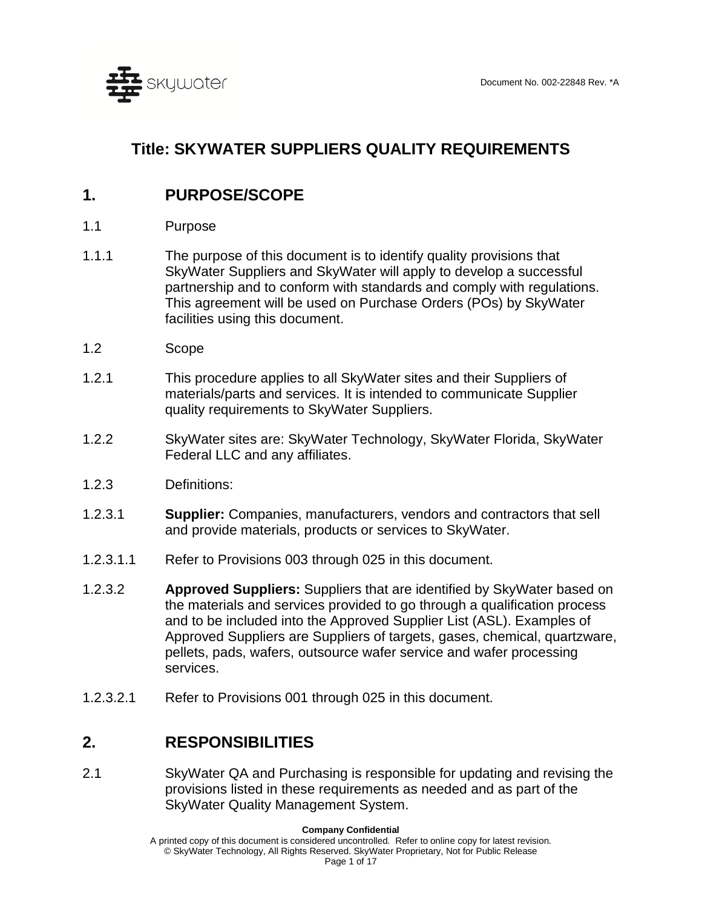Document No. 002-22848 Rev. *A

# Title: SKYWATER SUPPLIERS QUALITY REQUIREMENTS

## 1. PURPOSE/SCOPE

1.1 Purpose

1.1.1 The purpose of this document is to identify quality provisions that SkyWater Suppliers and SkyWater will apply to develop a successful partnership and to conform with standards and comply with regulations. This agreement will be used on Purchase Orders (POs) by SkyWater facilities using this document.

1.2 Scope

1.2.1 This procedure applies to all SkyWater sites and their Suppliers of materials/parts and services. It is intended to communicate Supplier quality requirements to SkyWater Suppliers.

1.2.2 SkyWater sites are: SkyWater Technology, SkyWater Florida, SkyWater Federal LLC and any affiliates.

1.2.3 Definitions:

1.2.3.1 **Supplier:** Companies, manufacturers, vendors and contractors that sell and provide materials, products or services to SkyWater.

1.2.3.1.1 Refer to Provisions 003 through 025 in this document.

1.2.3.2 **Approved Suppliers:** Suppliers that are identified by SkyWater based on the materials and services provided to go through a qualification process and to be included into the Approved Supplier List (ASL). Examples of Approved Suppliers are Suppliers of targets, gases, chemical, quartzware, pellets, pads, wafers, outsource wafer service and wafer processing services.

1.2.3.2.1 Refer to Provisions 001 through 025 in this document.

## 2. RESPONSIBILITIES

2.1 SkyWater QA and Purchasing is responsible for updating and revising the provisions listed in these requirements as needed and as part of the SkyWater Quality Management System.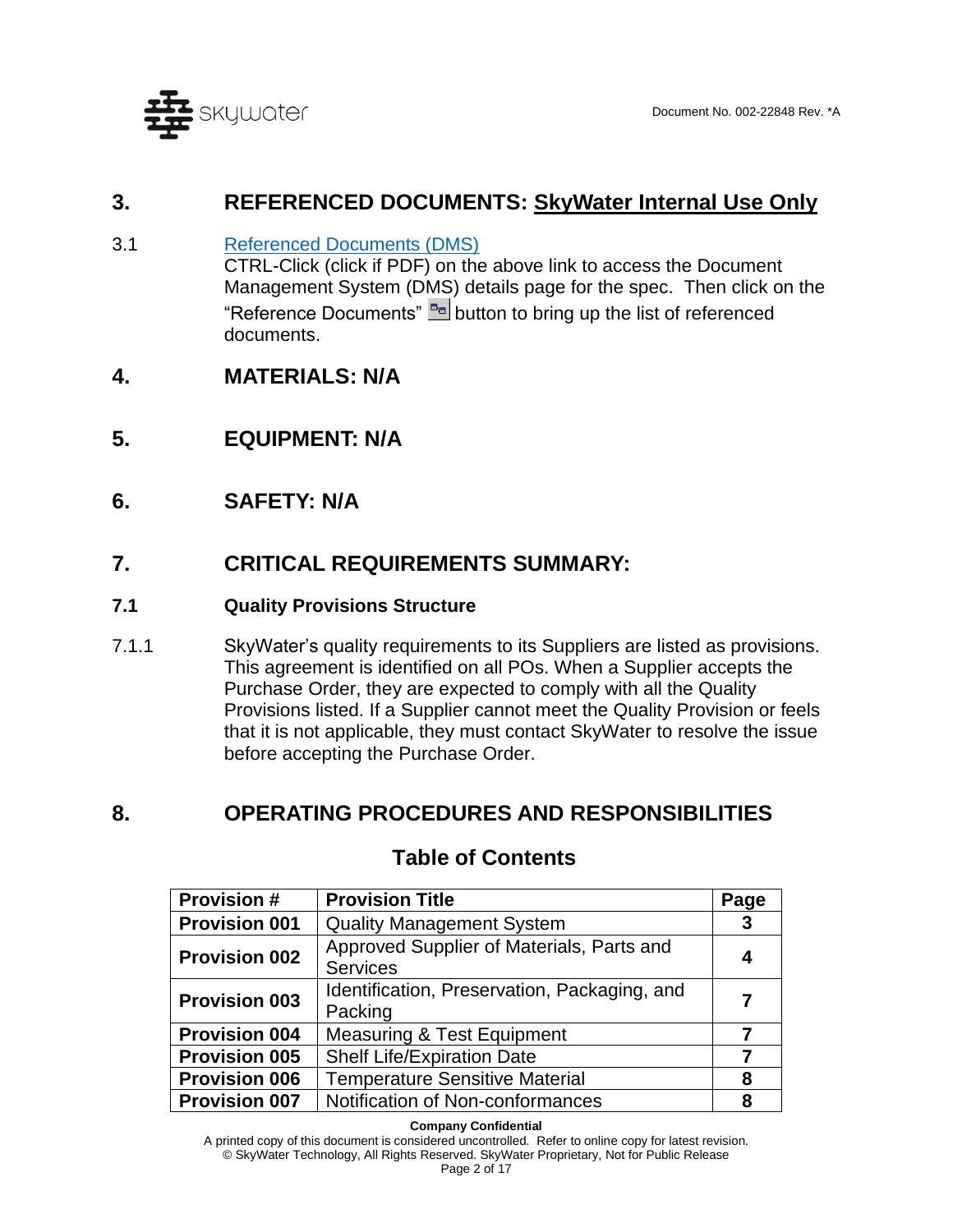## 3. REFERENCED DOCUMENTS: SkyWater Internal Use Only

3.1 Referenced Documents (DMS)
CTRL-Click (click if PDF) on the above link to access the Document Management System (DMS) details page for the spec. Then click on the "Reference Documents" button to bring up the list of referenced documents.

## 4. MATERIALS: N/A

## 5. EQUIPMENT: N/A

## 6. SAFETY: N/A

## 7. CRITICAL REQUIREMENTS SUMMARY:

### 7.1 Quality Provisions Structure

7.1.1 SkyWater's quality requirements to its Suppliers are listed as provisions. This agreement is identified on all POs. When a Supplier accepts the Purchase Order, they are expected to comply with all the Quality Provisions listed. If a Supplier cannot meet the Quality Provision or feels that it is not applicable, they must contact SkyWater to resolve the issue before accepting the Purchase Order.

## 8. OPERATING PROCEDURES AND RESPONSIBILITIES

### Table of Contents

| Provision # | Provision Title | Page |
|---|---|---|
| **Provision 001** | Quality Management System | **3** |
| **Provision 002** | Approved Supplier of Materials, Parts and Services | **4** |
| **Provision 003** | Identification, Preservation, Packaging, and Packing | **7** |
| **Provision 004** | Measuring & Test Equipment | **7** |
| **Provision 005** | Shelf Life/Expiration Date | **7** |
| **Provision 006** | Temperature Sensitive Material | **8** |
| **Provision 007** | Notification of Non-conformances | **8** |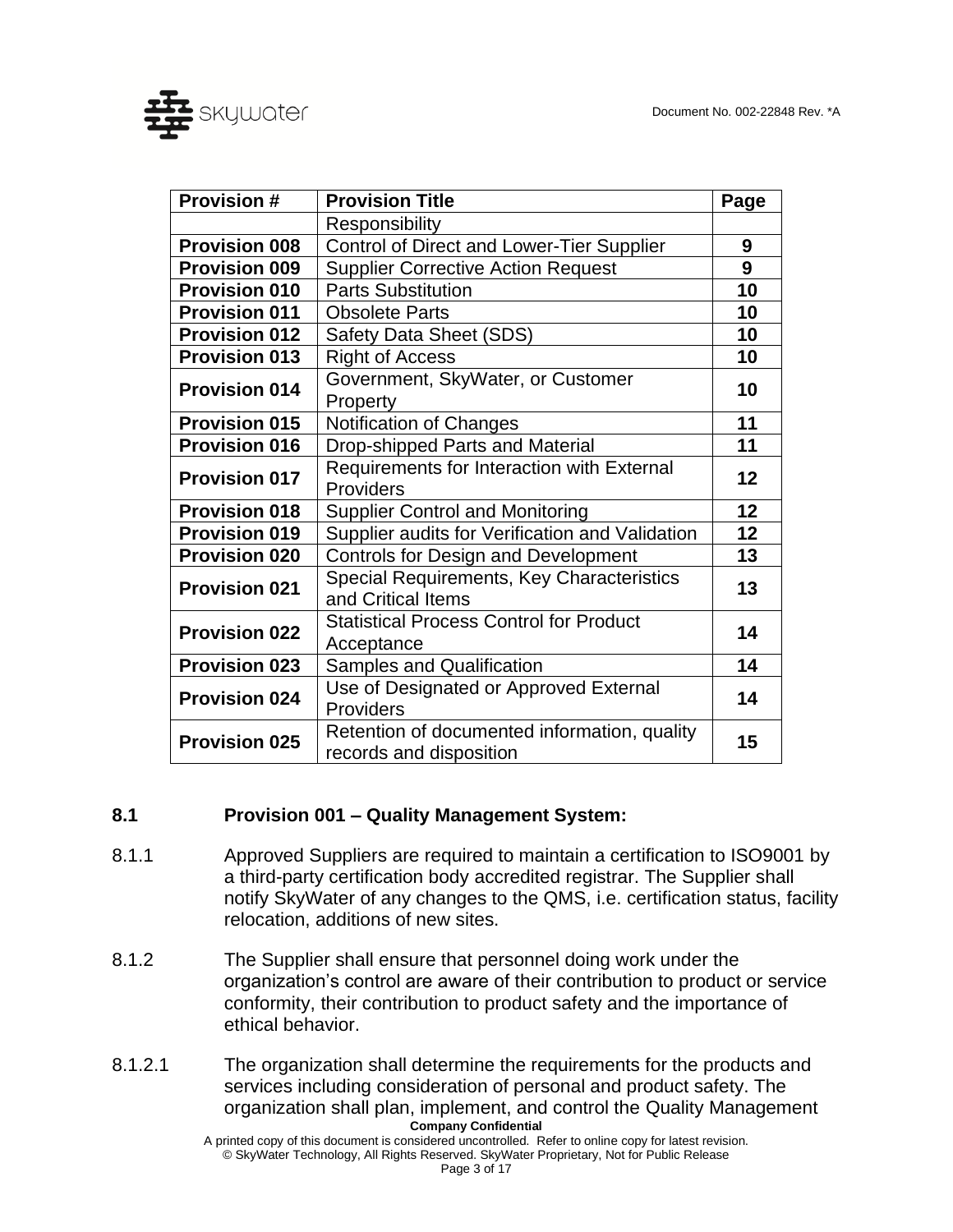| Provision # | Provision Title | Page |
|---|---|---|
| | Responsibility | |
| **Provision 008** | Control of Direct and Lower-Tier Supplier | **9** |
| **Provision 009** | Supplier Corrective Action Request | **9** |
| **Provision 010** | Parts Substitution | **10** |
| **Provision 011** | Obsolete Parts | **10** |
| **Provision 012** | Safety Data Sheet (SDS) | **10** |
| **Provision 013** | Right of Access | **10** |
| **Provision 014** | Government, SkyWater, or Customer Property | **10** |
| **Provision 015** | Notification of Changes | **11** |
| **Provision 016** | Drop-shipped Parts and Material | **11** |
| **Provision 017** | Requirements for Interaction with External Providers | **12** |
| **Provision 018** | Supplier Control and Monitoring | **12** |
| **Provision 019** | Supplier audits for Verification and Validation | **12** |
| **Provision 020** | Controls for Design and Development | **13** |
| **Provision 021** | Special Requirements, Key Characteristics and Critical Items | **13** |
| **Provision 022** | Statistical Process Control for Product Acceptance | **14** |
| **Provision 023** | Samples and Qualification | **14** |
| **Provision 024** | Use of Designated or Approved External Providers | **14** |
| **Provision 025** | Retention of documented information, quality records and disposition | **15** |

## 8.1 Provision 001 – Quality Management System:

8.1.1 Approved Suppliers are required to maintain a certification to ISO9001 by a third-party certification body accredited registrar. The Supplier shall notify SkyWater of any changes to the QMS, i.e. certification status, facility relocation, additions of new sites.

8.1.2 The Supplier shall ensure that personnel doing work under the organization's control are aware of their contribution to product or service conformity, their contribution to product safety and the importance of ethical behavior.

8.1.2.1 The organization shall determine the requirements for the products and services including consideration of personal and product safety. The organization shall plan, implement, and control the Quality Management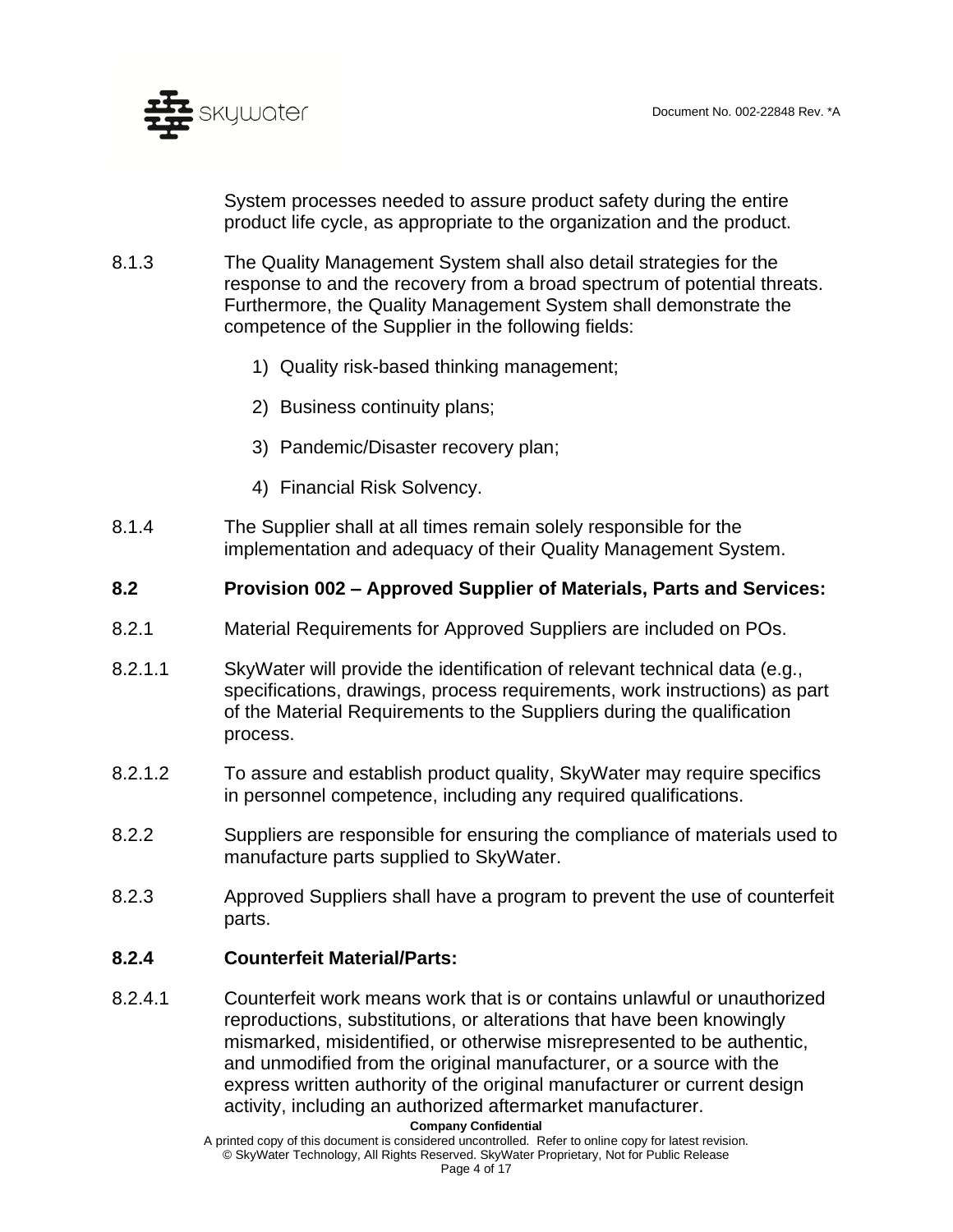System processes needed to assure product safety during the entire product life cycle, as appropriate to the organization and the product.

8.1.3 The Quality Management System shall also detail strategies for the response to and the recovery from a broad spectrum of potential threats. Furthermore, the Quality Management System shall demonstrate the competence of the Supplier in the following fields:

1) Quality risk-based thinking management;

2) Business continuity plans;

3) Pandemic/Disaster recovery plan;

4) Financial Risk Solvency.

8.1.4 The Supplier shall at all times remain solely responsible for the implementation and adequacy of their Quality Management System.

**8.2 Provision 002 – Approved Supplier of Materials, Parts and Services:**

8.2.1 Material Requirements for Approved Suppliers are included on POs.

8.2.1.1 SkyWater will provide the identification of relevant technical data (e.g., specifications, drawings, process requirements, work instructions) as part of the Material Requirements to the Suppliers during the qualification process.

8.2.1.2 To assure and establish product quality, SkyWater may require specifics in personnel competence, including any required qualifications.

8.2.2 Suppliers are responsible for ensuring the compliance of materials used to manufacture parts supplied to SkyWater.

8.2.3 Approved Suppliers shall have a program to prevent the use of counterfeit parts.

**8.2.4 Counterfeit Material/Parts:**

8.2.4.1 Counterfeit work means work that is or contains unlawful or unauthorized reproductions, substitutions, or alterations that have been knowingly mismarked, misidentified, or otherwise misrepresented to be authentic, and unmodified from the original manufacturer, or a source with the express written authority of the original manufacturer or current design activity, including an authorized aftermarket manufacturer.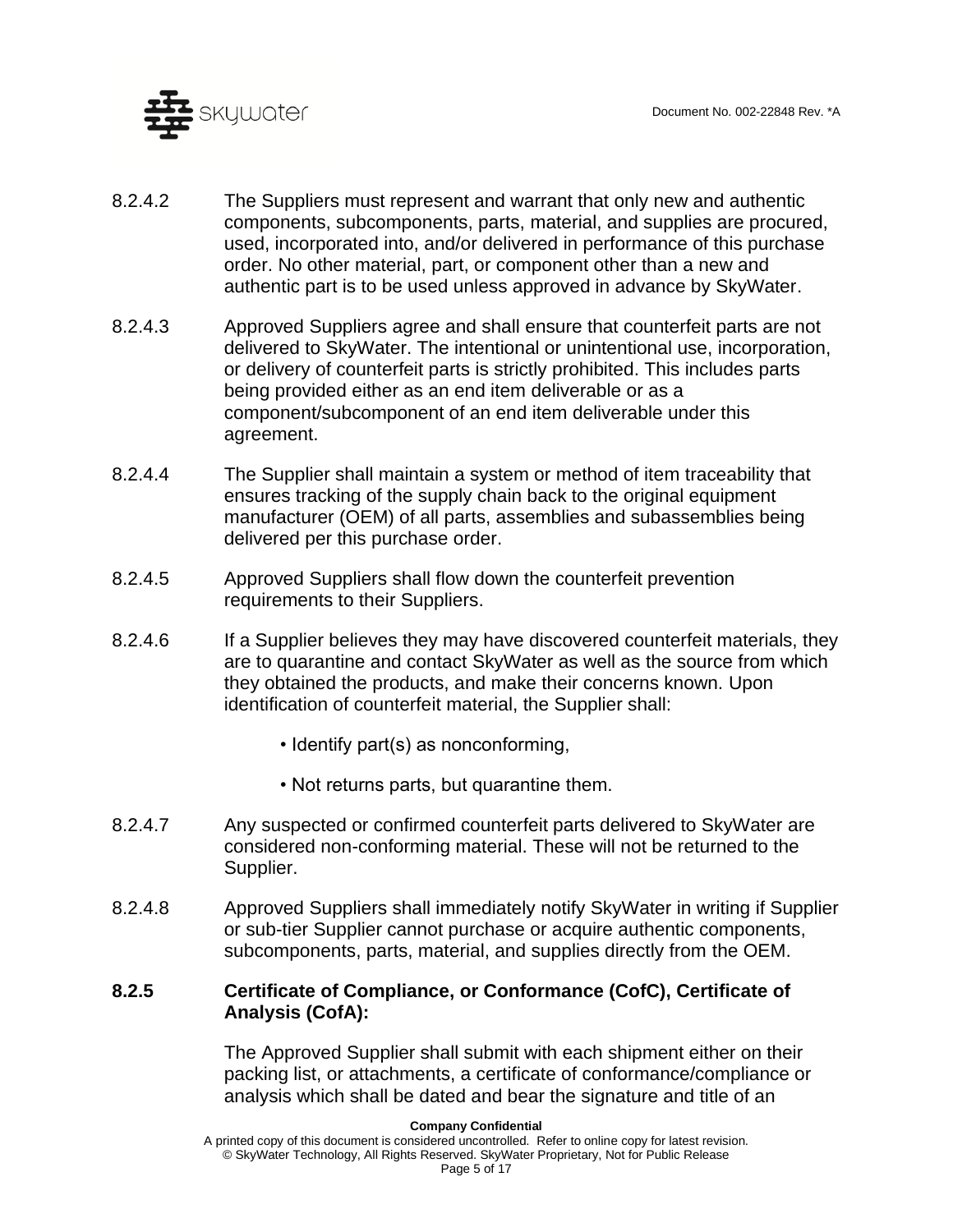8.2.4.2 The Suppliers must represent and warrant that only new and authentic components, subcomponents, parts, material, and supplies are procured, used, incorporated into, and/or delivered in performance of this purchase order. No other material, part, or component other than a new and authentic part is to be used unless approved in advance by SkyWater.

8.2.4.3 Approved Suppliers agree and shall ensure that counterfeit parts are not delivered to SkyWater. The intentional or unintentional use, incorporation, or delivery of counterfeit parts is strictly prohibited. This includes parts being provided either as an end item deliverable or as a component/subcomponent of an end item deliverable under this agreement.

8.2.4.4 The Supplier shall maintain a system or method of item traceability that ensures tracking of the supply chain back to the original equipment manufacturer (OEM) of all parts, assemblies and subassemblies being delivered per this purchase order.

8.2.4.5 Approved Suppliers shall flow down the counterfeit prevention requirements to their Suppliers.

8.2.4.6 If a Supplier believes they may have discovered counterfeit materials, they are to quarantine and contact SkyWater as well as the source from which they obtained the products, and make their concerns known. Upon identification of counterfeit material, the Supplier shall:

- Identify part(s) as nonconforming,
- Not returns parts, but quarantine them.

8.2.4.7 Any suspected or confirmed counterfeit parts delivered to SkyWater are considered non-conforming material. These will not be returned to the Supplier.

8.2.4.8 Approved Suppliers shall immediately notify SkyWater in writing if Supplier or sub-tier Supplier cannot purchase or acquire authentic components, subcomponents, parts, material, and supplies directly from the OEM.

### 8.2.5 Certificate of Compliance, or Conformance (CofC), Certificate of Analysis (CofA):

The Approved Supplier shall submit with each shipment either on their packing list, or attachments, a certificate of conformance/compliance or analysis which shall be dated and bear the signature and title of an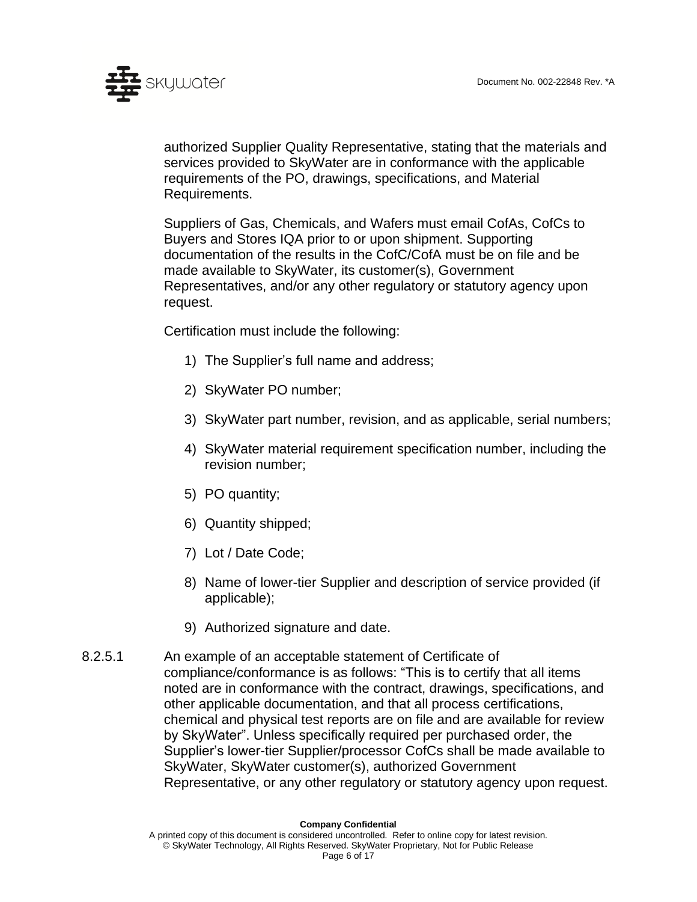authorized Supplier Quality Representative, stating that the materials and services provided to SkyWater are in conformance with the applicable requirements of the PO, drawings, specifications, and Material Requirements.

Suppliers of Gas, Chemicals, and Wafers must email CofAs, CofCs to Buyers and Stores IQA prior to or upon shipment. Supporting documentation of the results in the CofC/CofA must be on file and be made available to SkyWater, its customer(s), Government Representatives, and/or any other regulatory or statutory agency upon request.

Certification must include the following:

1) The Supplier's full name and address;
2) SkyWater PO number;
3) SkyWater part number, revision, and as applicable, serial numbers;
4) SkyWater material requirement specification number, including the revision number;
5) PO quantity;
6) Quantity shipped;
7) Lot / Date Code;
8) Name of lower-tier Supplier and description of service provided (if applicable);
9) Authorized signature and date.

8.2.5.1 An example of an acceptable statement of Certificate of compliance/conformance is as follows: "This is to certify that all items noted are in conformance with the contract, drawings, specifications, and other applicable documentation, and that all process certifications, chemical and physical test reports are on file and are available for review by SkyWater". Unless specifically required per purchased order, the Supplier's lower-tier Supplier/processor CofCs shall be made available to SkyWater, SkyWater customer(s), authorized Government Representative, or any other regulatory or statutory agency upon request.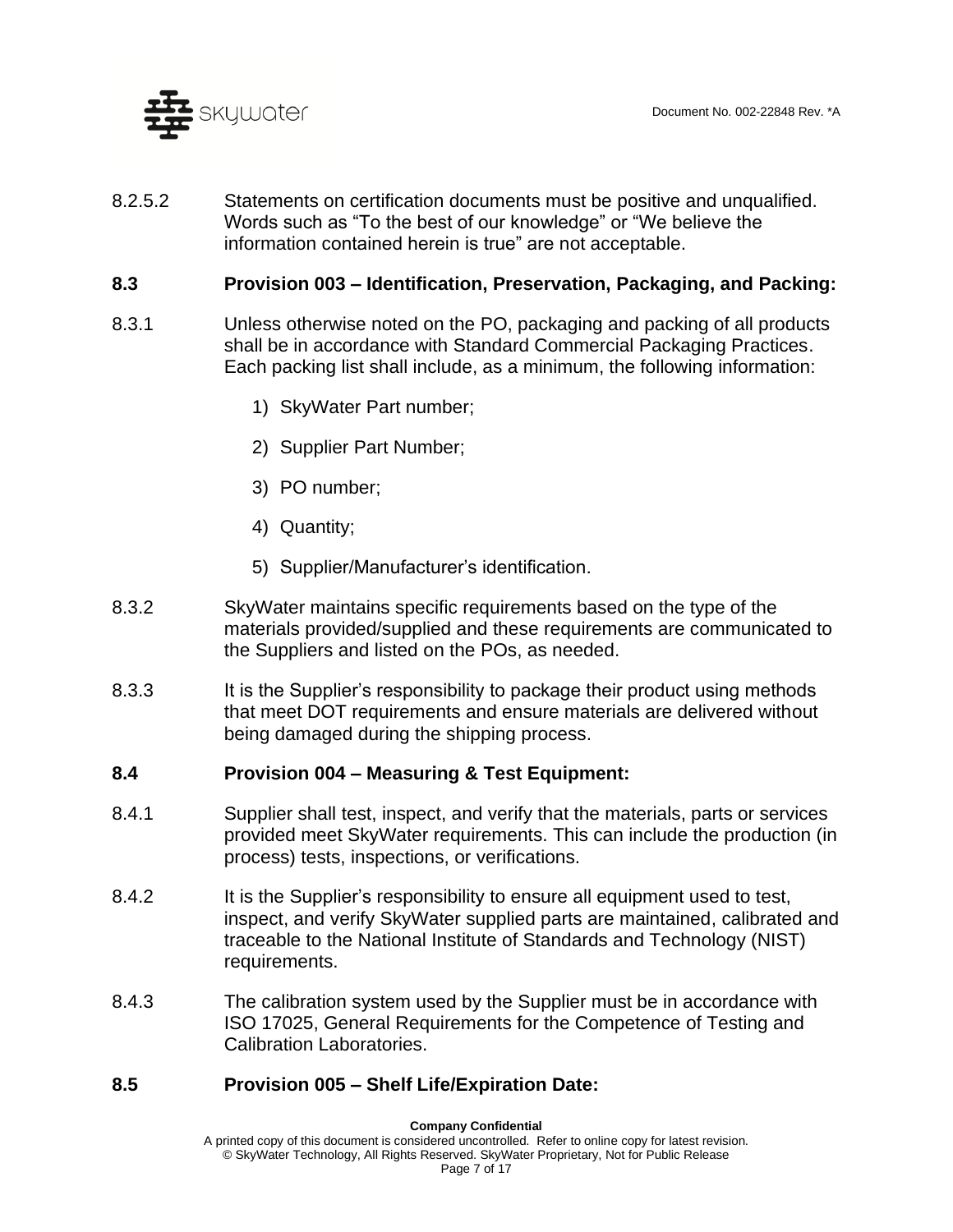8.2.5.2 Statements on certification documents must be positive and unqualified. Words such as “To the best of our knowledge” or “We believe the information contained herein is true” are not acceptable.

### 8.3 Provision 003 – Identification, Preservation, Packaging, and Packing:

8.3.1 Unless otherwise noted on the PO, packaging and packing of all products shall be in accordance with Standard Commercial Packaging Practices. Each packing list shall include, as a minimum, the following information:

1) SkyWater Part number;
2) Supplier Part Number;
3) PO number;
4) Quantity;
5) Supplier/Manufacturer’s identification.

8.3.2 SkyWater maintains specific requirements based on the type of the materials provided/supplied and these requirements are communicated to the Suppliers and listed on the POs, as needed.

8.3.3 It is the Supplier’s responsibility to package their product using methods that meet DOT requirements and ensure materials are delivered without being damaged during the shipping process.

### 8.4 Provision 004 – Measuring & Test Equipment:

8.4.1 Supplier shall test, inspect, and verify that the materials, parts or services provided meet SkyWater requirements. This can include the production (in process) tests, inspections, or verifications.

8.4.2 It is the Supplier’s responsibility to ensure all equipment used to test, inspect, and verify SkyWater supplied parts are maintained, calibrated and traceable to the National Institute of Standards and Technology (NIST) requirements.

8.4.3 The calibration system used by the Supplier must be in accordance with ISO 17025, General Requirements for the Competence of Testing and Calibration Laboratories.

### 8.5 Provision 005 – Shelf Life/Expiration Date: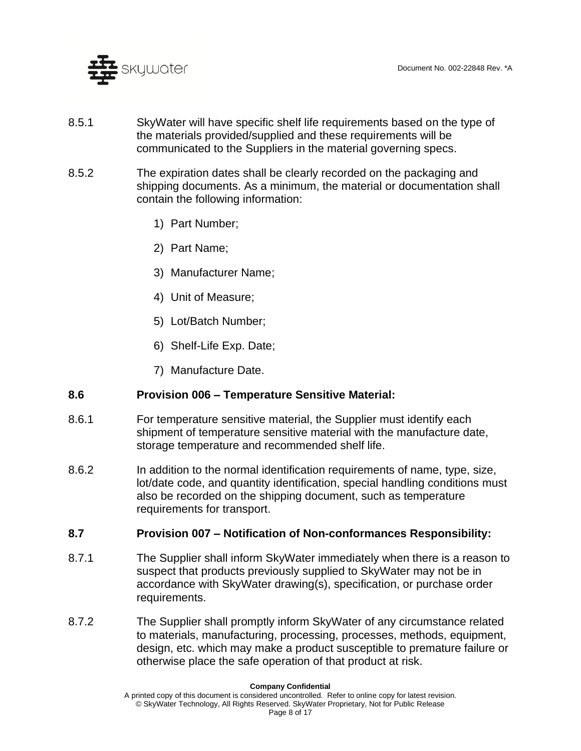8.5.1 SkyWater will have specific shelf life requirements based on the type of the materials provided/supplied and these requirements will be communicated to the Suppliers in the material governing specs.

8.5.2 The expiration dates shall be clearly recorded on the packaging and shipping documents. As a minimum, the material or documentation shall contain the following information:

1) Part Number;
2) Part Name;
3) Manufacturer Name;
4) Unit of Measure;
5) Lot/Batch Number;
6) Shelf-Life Exp. Date;
7) Manufacture Date.

### 8.6 Provision 006 – Temperature Sensitive Material:

8.6.1 For temperature sensitive material, the Supplier must identify each shipment of temperature sensitive material with the manufacture date, storage temperature and recommended shelf life.

8.6.2 In addition to the normal identification requirements of name, type, size, lot/date code, and quantity identification, special handling conditions must also be recorded on the shipping document, such as temperature requirements for transport.

### 8.7 Provision 007 – Notification of Non-conformances Responsibility:

8.7.1 The Supplier shall inform SkyWater immediately when there is a reason to suspect that products previously supplied to SkyWater may not be in accordance with SkyWater drawing(s), specification, or purchase order requirements.

8.7.2 The Supplier shall promptly inform SkyWater of any circumstance related to materials, manufacturing, processing, processes, methods, equipment, design, etc. which may make a product susceptible to premature failure or otherwise place the safe operation of that product at risk.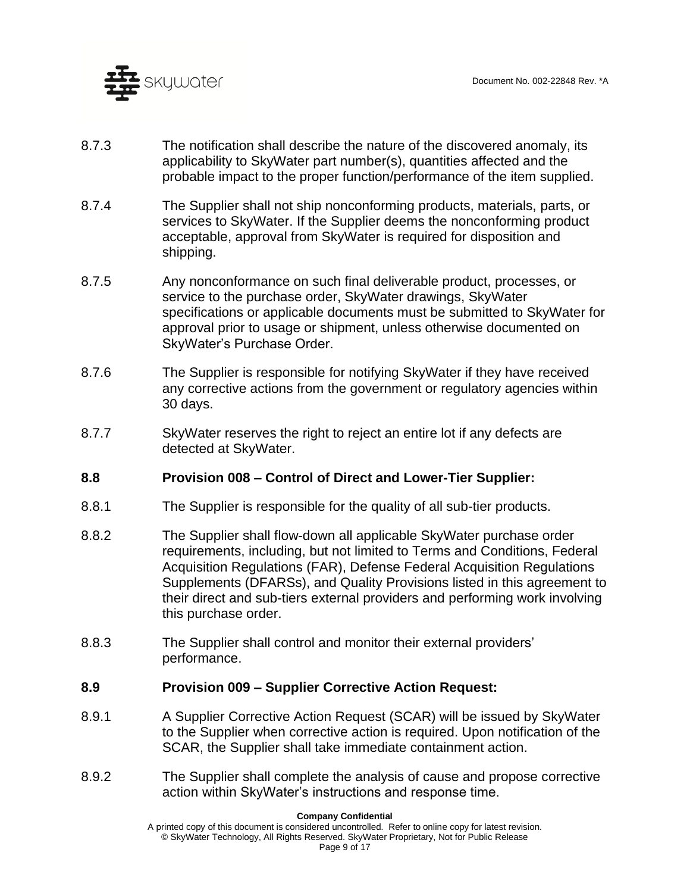8.7.3 The notification shall describe the nature of the discovered anomaly, its applicability to SkyWater part number(s), quantities affected and the probable impact to the proper function/performance of the item supplied.

8.7.4 The Supplier shall not ship nonconforming products, materials, parts, or services to SkyWater. If the Supplier deems the nonconforming product acceptable, approval from SkyWater is required for disposition and shipping.

8.7.5 Any nonconformance on such final deliverable product, processes, or service to the purchase order, SkyWater drawings, SkyWater specifications or applicable documents must be submitted to SkyWater for approval prior to usage or shipment, unless otherwise documented on SkyWater's Purchase Order.

8.7.6 The Supplier is responsible for notifying SkyWater if they have received any corrective actions from the government or regulatory agencies within 30 days.

8.7.7 SkyWater reserves the right to reject an entire lot if any defects are detected at SkyWater.

## 8.8 Provision 008 – Control of Direct and Lower-Tier Supplier:

8.8.1 The Supplier is responsible for the quality of all sub-tier products.

8.8.2 The Supplier shall flow-down all applicable SkyWater purchase order requirements, including, but not limited to Terms and Conditions, Federal Acquisition Regulations (FAR), Defense Federal Acquisition Regulations Supplements (DFARSs), and Quality Provisions listed in this agreement to their direct and sub-tiers external providers and performing work involving this purchase order.

8.8.3 The Supplier shall control and monitor their external providers' performance.

## 8.9 Provision 009 – Supplier Corrective Action Request:

8.9.1 A Supplier Corrective Action Request (SCAR) will be issued by SkyWater to the Supplier when corrective action is required. Upon notification of the SCAR, the Supplier shall take immediate containment action.

8.9.2 The Supplier shall complete the analysis of cause and propose corrective action within SkyWater's instructions and response time.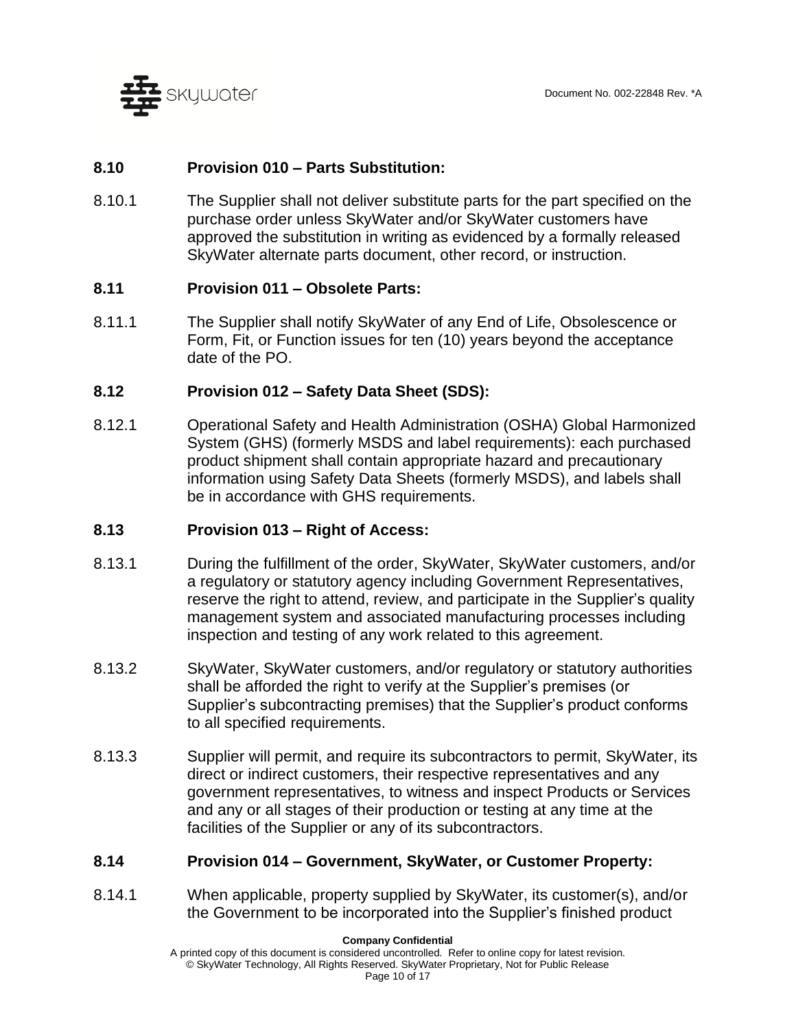### 8.10 Provision 010 – Parts Substitution:

8.10.1 The Supplier shall not deliver substitute parts for the part specified on the purchase order unless SkyWater and/or SkyWater customers have approved the substitution in writing as evidenced by a formally released SkyWater alternate parts document, other record, or instruction.

### 8.11 Provision 011 – Obsolete Parts:

8.11.1 The Supplier shall notify SkyWater of any End of Life, Obsolescence or Form, Fit, or Function issues for ten (10) years beyond the acceptance date of the PO.

### 8.12 Provision 012 – Safety Data Sheet (SDS):

8.12.1 Operational Safety and Health Administration (OSHA) Global Harmonized System (GHS) (formerly MSDS and label requirements): each purchased product shipment shall contain appropriate hazard and precautionary information using Safety Data Sheets (formerly MSDS), and labels shall be in accordance with GHS requirements.

### 8.13 Provision 013 – Right of Access:

8.13.1 During the fulfillment of the order, SkyWater, SkyWater customers, and/or a regulatory or statutory agency including Government Representatives, reserve the right to attend, review, and participate in the Supplier's quality management system and associated manufacturing processes including inspection and testing of any work related to this agreement.

8.13.2 SkyWater, SkyWater customers, and/or regulatory or statutory authorities shall be afforded the right to verify at the Supplier's premises (or Supplier's subcontracting premises) that the Supplier's product conforms to all specified requirements.

8.13.3 Supplier will permit, and require its subcontractors to permit, SkyWater, its direct or indirect customers, their respective representatives and any government representatives, to witness and inspect Products or Services and any or all stages of their production or testing at any time at the facilities of the Supplier or any of its subcontractors.

### 8.14 Provision 014 – Government, SkyWater, or Customer Property:

8.14.1 When applicable, property supplied by SkyWater, its customer(s), and/or the Government to be incorporated into the Supplier's finished product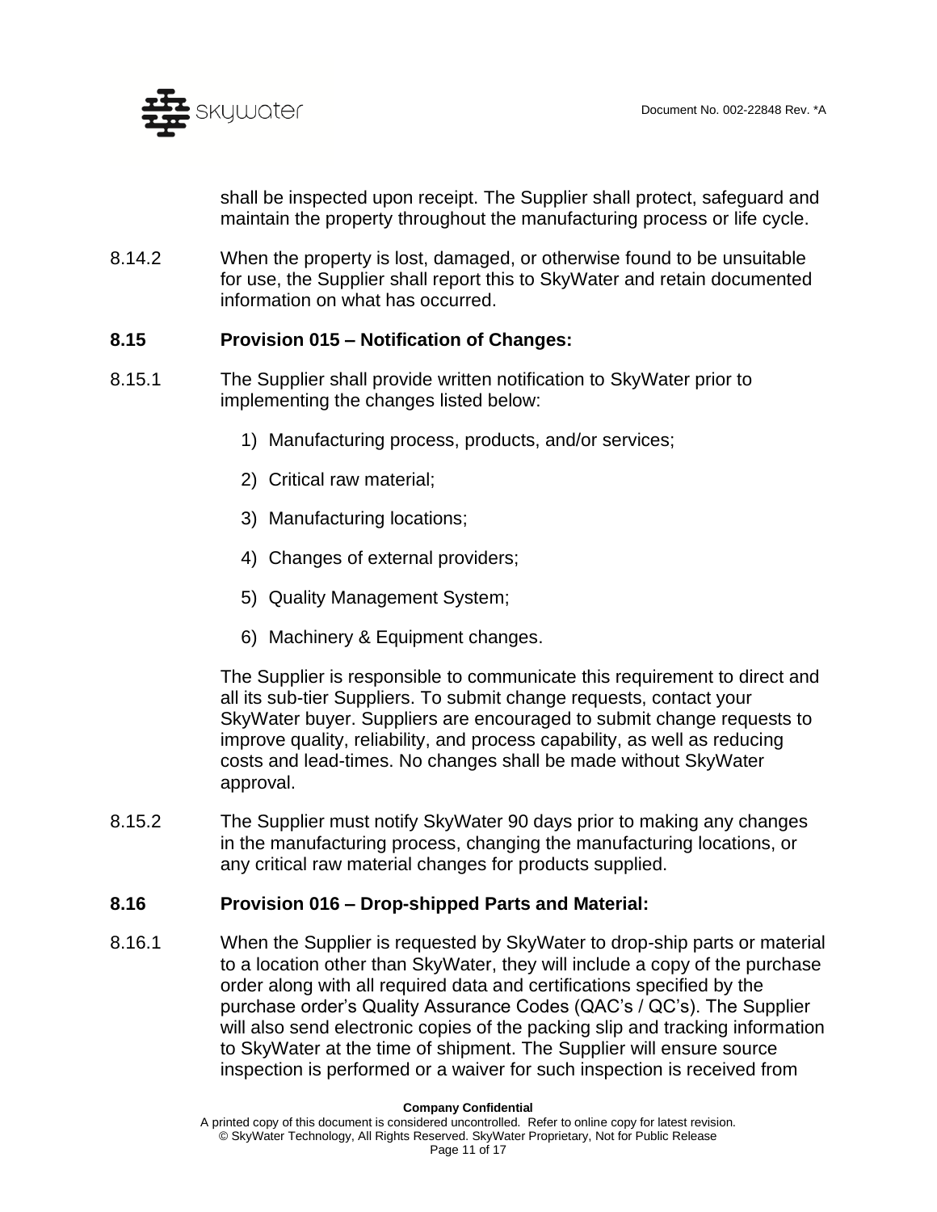shall be inspected upon receipt. The Supplier shall protect, safeguard and maintain the property throughout the manufacturing process or life cycle.

8.14.2 When the property is lost, damaged, or otherwise found to be unsuitable for use, the Supplier shall report this to SkyWater and retain documented information on what has occurred.

### 8.15 Provision 015 – Notification of Changes:

8.15.1 The Supplier shall provide written notification to SkyWater prior to implementing the changes listed below:

1) Manufacturing process, products, and/or services;
2) Critical raw material;
3) Manufacturing locations;
4) Changes of external providers;
5) Quality Management System;
6) Machinery & Equipment changes.

The Supplier is responsible to communicate this requirement to direct and all its sub-tier Suppliers. To submit change requests, contact your SkyWater buyer. Suppliers are encouraged to submit change requests to improve quality, reliability, and process capability, as well as reducing costs and lead-times. No changes shall be made without SkyWater approval.

8.15.2 The Supplier must notify SkyWater 90 days prior to making any changes in the manufacturing process, changing the manufacturing locations, or any critical raw material changes for products supplied.

### 8.16 Provision 016 – Drop-shipped Parts and Material:

8.16.1 When the Supplier is requested by SkyWater to drop-ship parts or material to a location other than SkyWater, they will include a copy of the purchase order along with all required data and certifications specified by the purchase order's Quality Assurance Codes (QAC's / QC's). The Supplier will also send electronic copies of the packing slip and tracking information to SkyWater at the time of shipment. The Supplier will ensure source inspection is performed or a waiver for such inspection is received from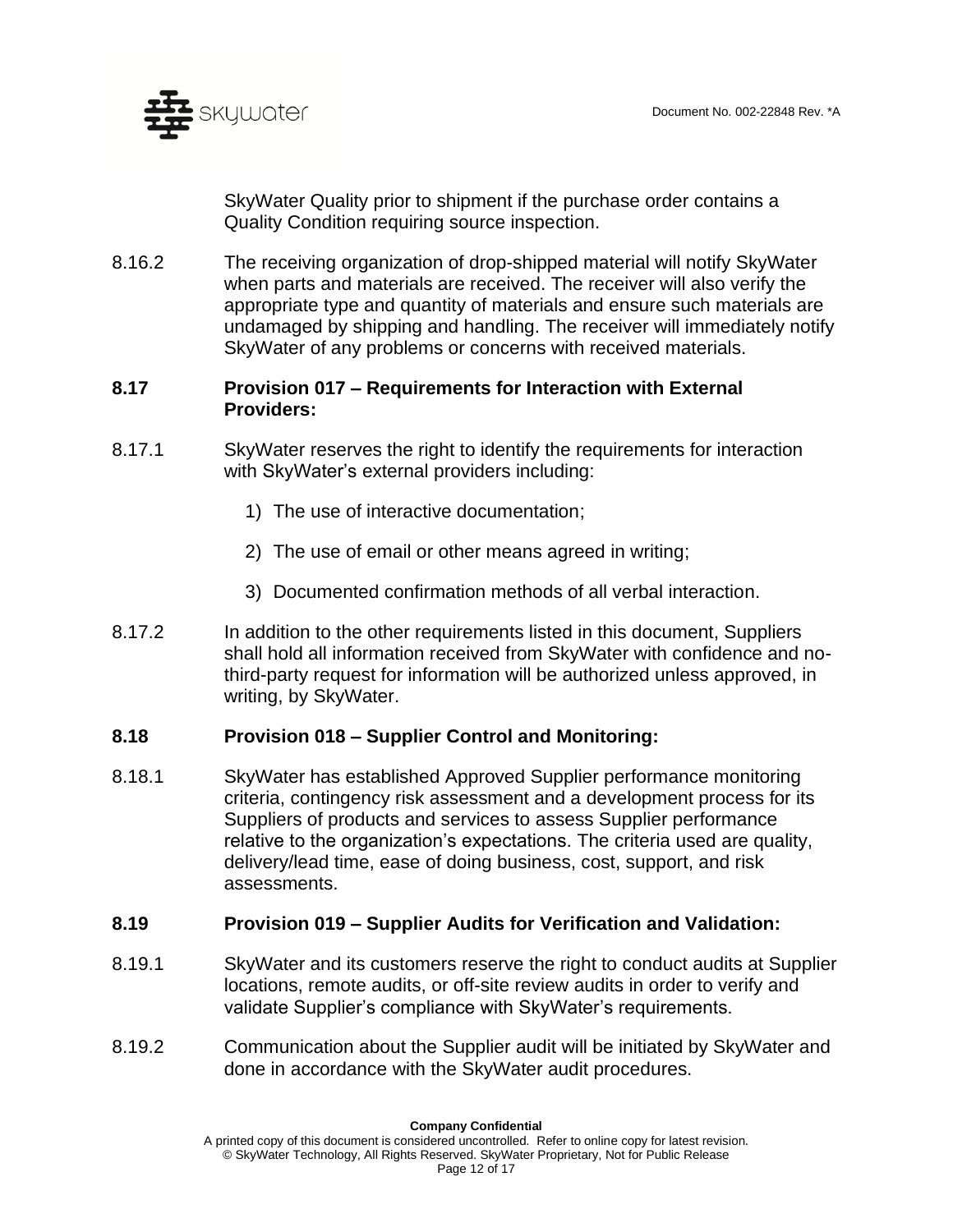SkyWater Quality prior to shipment if the purchase order contains a Quality Condition requiring source inspection.

8.16.2 The receiving organization of drop-shipped material will notify SkyWater when parts and materials are received. The receiver will also verify the appropriate type and quantity of materials and ensure such materials are undamaged by shipping and handling. The receiver will immediately notify SkyWater of any problems or concerns with received materials.

### 8.17 Provision 017 – Requirements for Interaction with External Providers:

8.17.1 SkyWater reserves the right to identify the requirements for interaction with SkyWater's external providers including:

1) The use of interactive documentation;
2) The use of email or other means agreed in writing;
3) Documented confirmation methods of all verbal interaction.

8.17.2 In addition to the other requirements listed in this document, Suppliers shall hold all information received from SkyWater with confidence and no-third-party request for information will be authorized unless approved, in writing, by SkyWater.

### 8.18 Provision 018 – Supplier Control and Monitoring:

8.18.1 SkyWater has established Approved Supplier performance monitoring criteria, contingency risk assessment and a development process for its Suppliers of products and services to assess Supplier performance relative to the organization's expectations. The criteria used are quality, delivery/lead time, ease of doing business, cost, support, and risk assessments.

### 8.19 Provision 019 – Supplier Audits for Verification and Validation:

8.19.1 SkyWater and its customers reserve the right to conduct audits at Supplier locations, remote audits, or off-site review audits in order to verify and validate Supplier's compliance with SkyWater's requirements.

8.19.2 Communication about the Supplier audit will be initiated by SkyWater and done in accordance with the SkyWater audit procedures.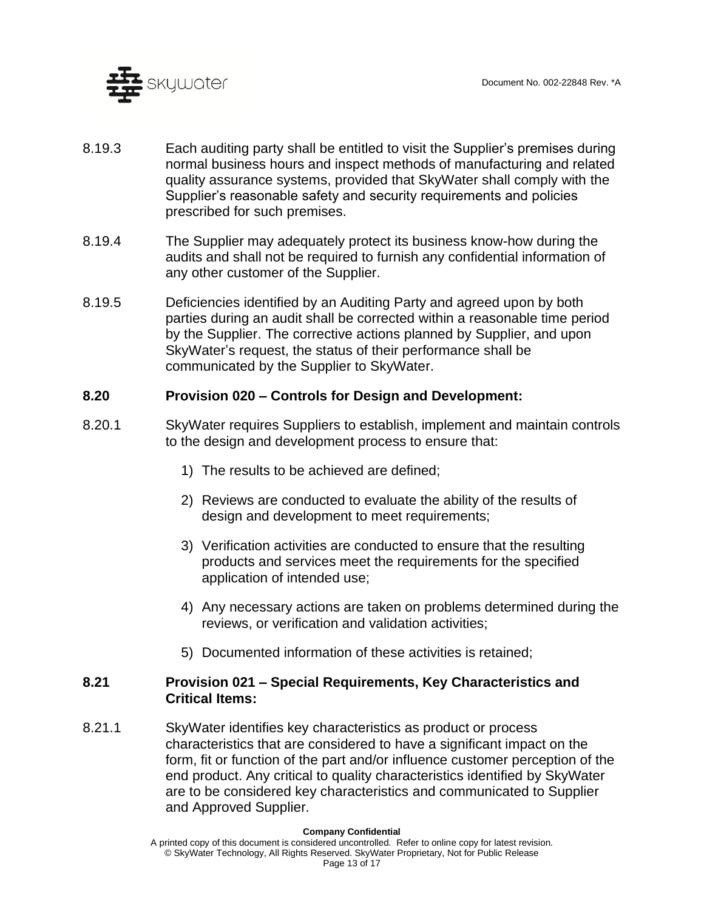8.19.3 Each auditing party shall be entitled to visit the Supplier's premises during normal business hours and inspect methods of manufacturing and related quality assurance systems, provided that SkyWater shall comply with the Supplier's reasonable safety and security requirements and policies prescribed for such premises.

8.19.4 The Supplier may adequately protect its business know-how during the audits and shall not be required to furnish any confidential information of any other customer of the Supplier.

8.19.5 Deficiencies identified by an Auditing Party and agreed upon by both parties during an audit shall be corrected within a reasonable time period by the Supplier. The corrective actions planned by Supplier, and upon SkyWater's request, the status of their performance shall be communicated by the Supplier to SkyWater.

### 8.20 Provision 020 – Controls for Design and Development:

8.20.1 SkyWater requires Suppliers to establish, implement and maintain controls to the design and development process to ensure that:

1) The results to be achieved are defined;
2) Reviews are conducted to evaluate the ability of the results of design and development to meet requirements;
3) Verification activities are conducted to ensure that the resulting products and services meet the requirements for the specified application of intended use;
4) Any necessary actions are taken on problems determined during the reviews, or verification and validation activities;
5) Documented information of these activities is retained;

### 8.21 Provision 021 – Special Requirements, Key Characteristics and Critical Items:

8.21.1 SkyWater identifies key characteristics as product or process characteristics that are considered to have a significant impact on the form, fit or function of the part and/or influence customer perception of the end product. Any critical to quality characteristics identified by SkyWater are to be considered key characteristics and communicated to Supplier and Approved Supplier.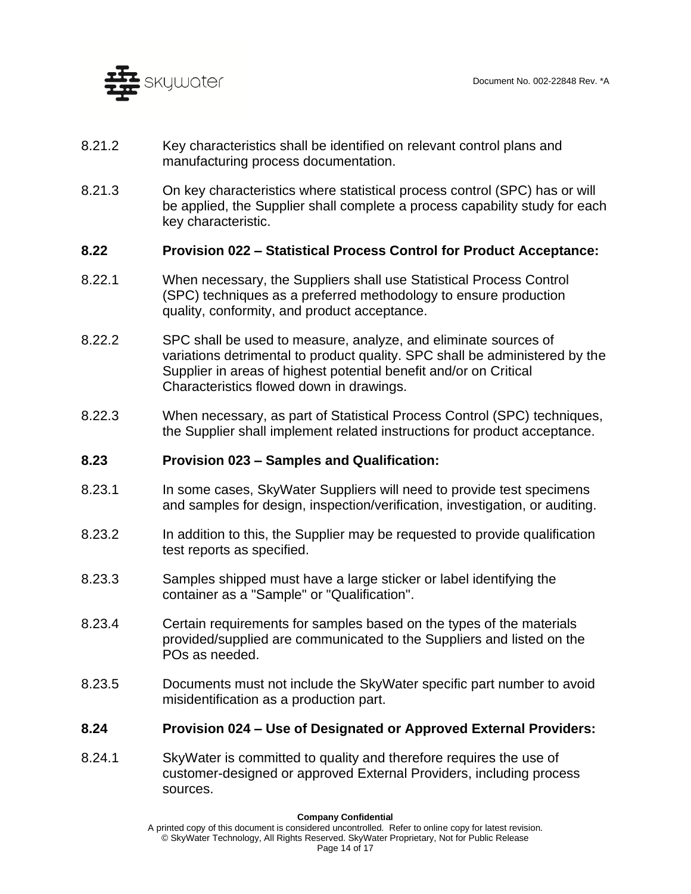8.21.2 Key characteristics shall be identified on relevant control plans and manufacturing process documentation.

8.21.3 On key characteristics where statistical process control (SPC) has or will be applied, the Supplier shall complete a process capability study for each key characteristic.

### 8.22 Provision 022 – Statistical Process Control for Product Acceptance:

8.22.1 When necessary, the Suppliers shall use Statistical Process Control (SPC) techniques as a preferred methodology to ensure production quality, conformity, and product acceptance.

8.22.2 SPC shall be used to measure, analyze, and eliminate sources of variations detrimental to product quality. SPC shall be administered by the Supplier in areas of highest potential benefit and/or on Critical Characteristics flowed down in drawings.

8.22.3 When necessary, as part of Statistical Process Control (SPC) techniques, the Supplier shall implement related instructions for product acceptance.

### 8.23 Provision 023 – Samples and Qualification:

8.23.1 In some cases, SkyWater Suppliers will need to provide test specimens and samples for design, inspection/verification, investigation, or auditing.

8.23.2 In addition to this, the Supplier may be requested to provide qualification test reports as specified.

8.23.3 Samples shipped must have a large sticker or label identifying the container as a "Sample" or "Qualification".

8.23.4 Certain requirements for samples based on the types of the materials provided/supplied are communicated to the Suppliers and listed on the POs as needed.

8.23.5 Documents must not include the SkyWater specific part number to avoid misidentification as a production part.

### 8.24 Provision 024 – Use of Designated or Approved External Providers:

8.24.1 SkyWater is committed to quality and therefore requires the use of customer-designed or approved External Providers, including process sources.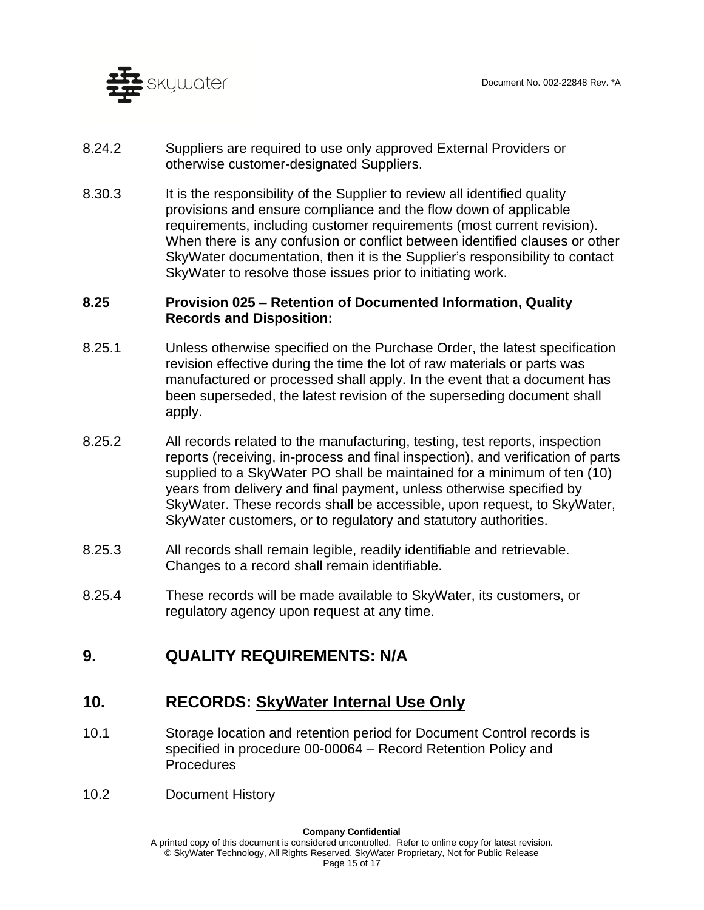8.24.2 Suppliers are required to use only approved External Providers or otherwise customer-designated Suppliers.

8.30.3 It is the responsibility of the Supplier to review all identified quality provisions and ensure compliance and the flow down of applicable requirements, including customer requirements (most current revision). When there is any confusion or conflict between identified clauses or other SkyWater documentation, then it is the Supplier's responsibility to contact SkyWater to resolve those issues prior to initiating work.

**8.25 Provision 025 – Retention of Documented Information, Quality Records and Disposition:**

8.25.1 Unless otherwise specified on the Purchase Order, the latest specification revision effective during the time the lot of raw materials or parts was manufactured or processed shall apply. In the event that a document has been superseded, the latest revision of the superseding document shall apply.

8.25.2 All records related to the manufacturing, testing, test reports, inspection reports (receiving, in-process and final inspection), and verification of parts supplied to a SkyWater PO shall be maintained for a minimum of ten (10) years from delivery and final payment, unless otherwise specified by SkyWater. These records shall be accessible, upon request, to SkyWater, SkyWater customers, or to regulatory and statutory authorities.

8.25.3 All records shall remain legible, readily identifiable and retrievable. Changes to a record shall remain identifiable.

8.25.4 These records will be made available to SkyWater, its customers, or regulatory agency upon request at any time.

## 9. QUALITY REQUIREMENTS: N/A

## 10. RECORDS: <u>SkyWater Internal Use Only</u>

10.1 Storage location and retention period for Document Control records is specified in procedure 00-00064 – Record Retention Policy and Procedures

10.2 Document History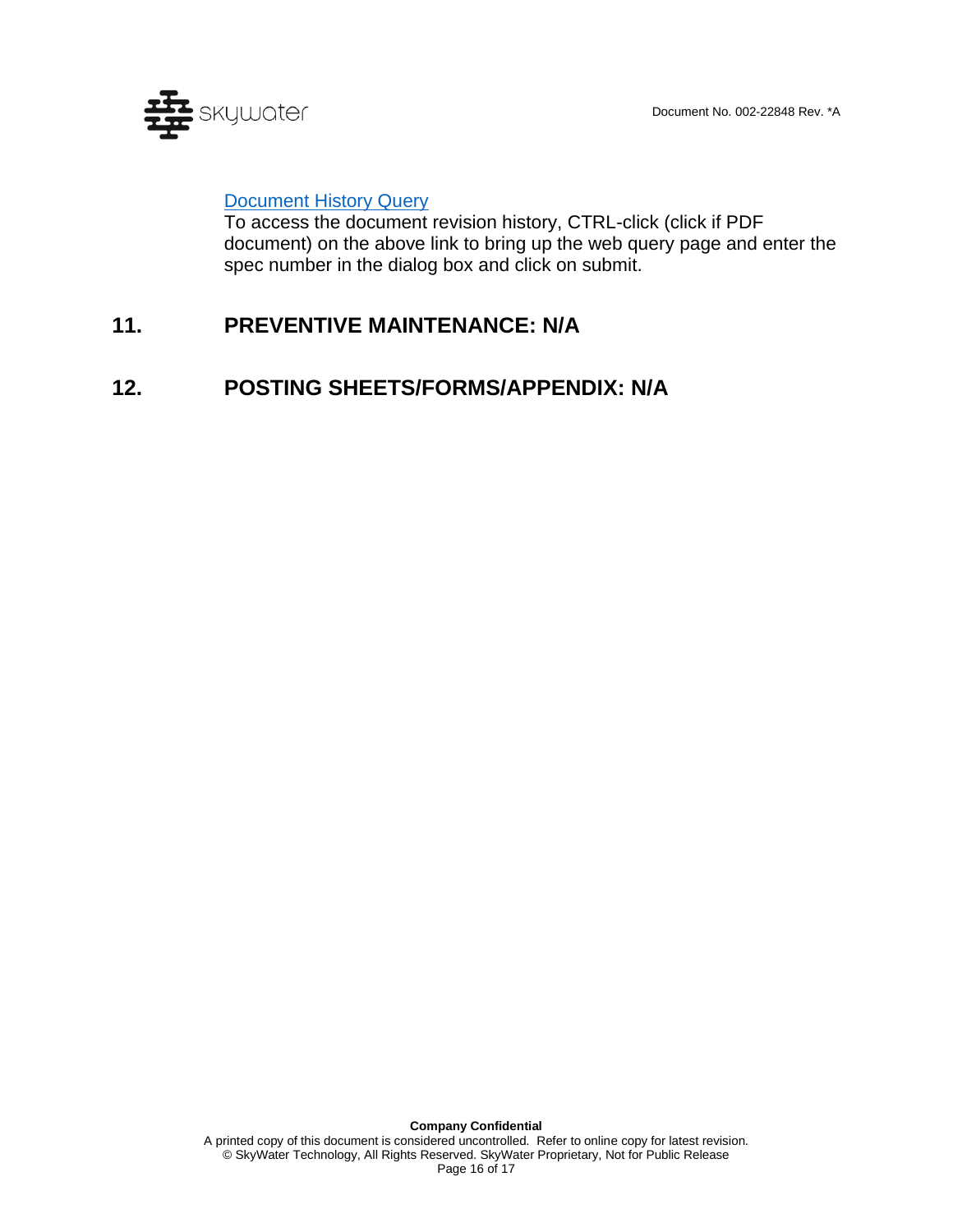[Document History Query]

To access the document revision history, CTRL-click (click if PDF document) on the above link to bring up the web query page and enter the spec number in the dialog box and click on submit.

## 11. PREVENTIVE MAINTENANCE: N/A

## 12. POSTING SHEETS/FORMS/APPENDIX: N/A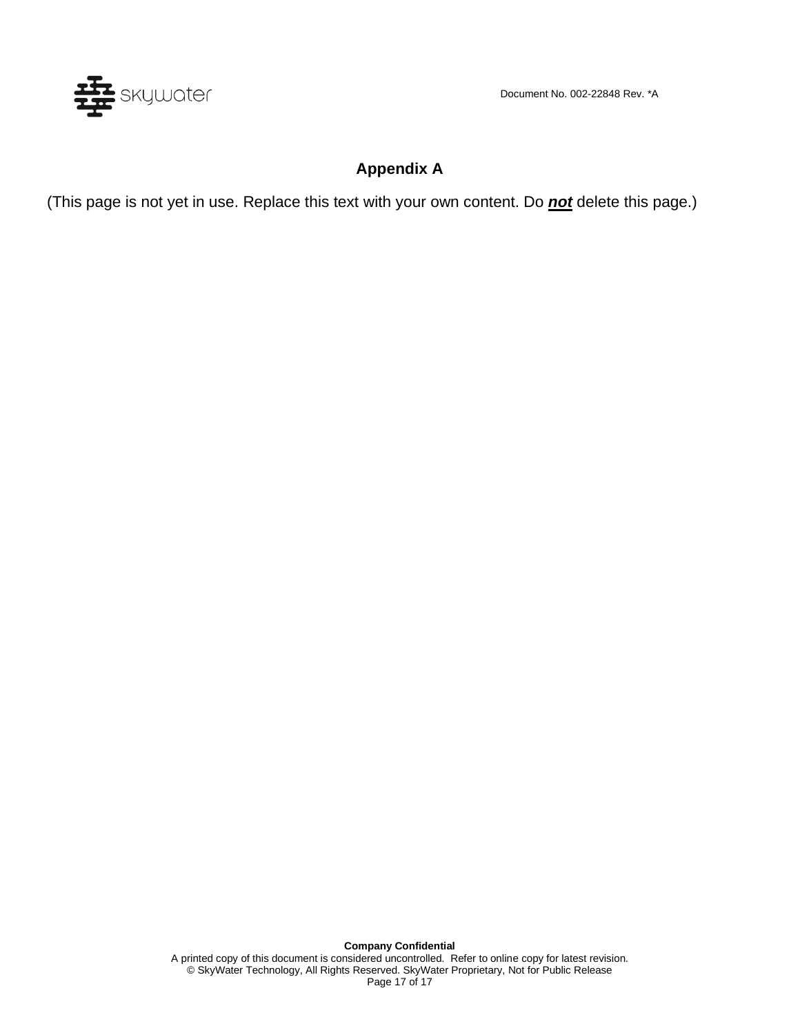# Appendix A

(This page is not yet in use. Replace this text with your own content. Do ***not*** delete this page.)